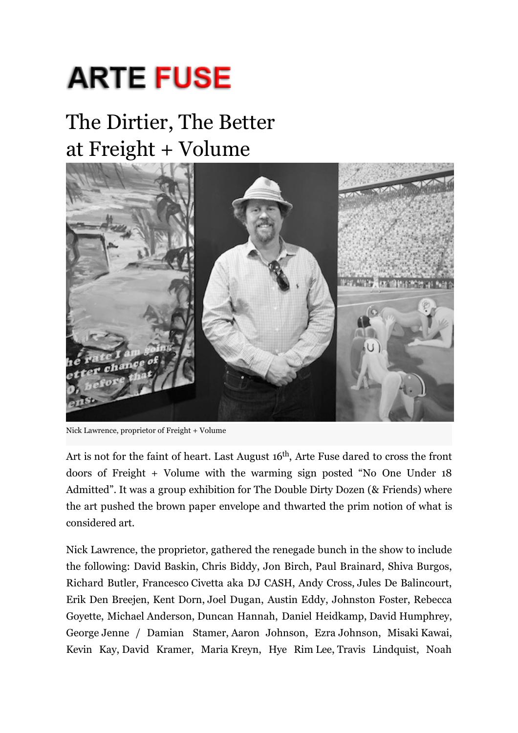# ARTE FUSE

## The Dirtier, The Better at Freight + Volume

Nick Lawrence, proprietor of Freight + Volume

Art is not for the faint of heart. Last August 16th, Arte Fuse dared to cross the front doors of Freight + Volume with the warming sign posted "No One Under 18 Admitted". It was a group exhibition for The Double Dirty Dozen (& Friends) where the art pushed the brown paper envelope and thwarted the prim notion of what is considered art.

Nick Lawrence, the proprietor, gathered the renegade bunch in the show to include the following: David Baskin, Chris Biddy, Jon Birch, Paul Brainard, Shiva Burgos, Richard Butler, Francesco Civetta aka DJ CASH, Andy Cross, Jules De Balincourt, Erik Den Breejen, Kent Dorn, Joel Dugan, Austin Eddy, Johnston Foster, Rebecca Goyette, Michael Anderson, Duncan Hannah, Daniel Heidkamp, David Humphrey, George Jenne / Damian Stamer, Aaron Johnson, Ezra Johnson, Misaki Kawai, Kevin Kay, David Kramer, Maria Kreyn, Hye Rim Lee, Travis Lindquist, Noah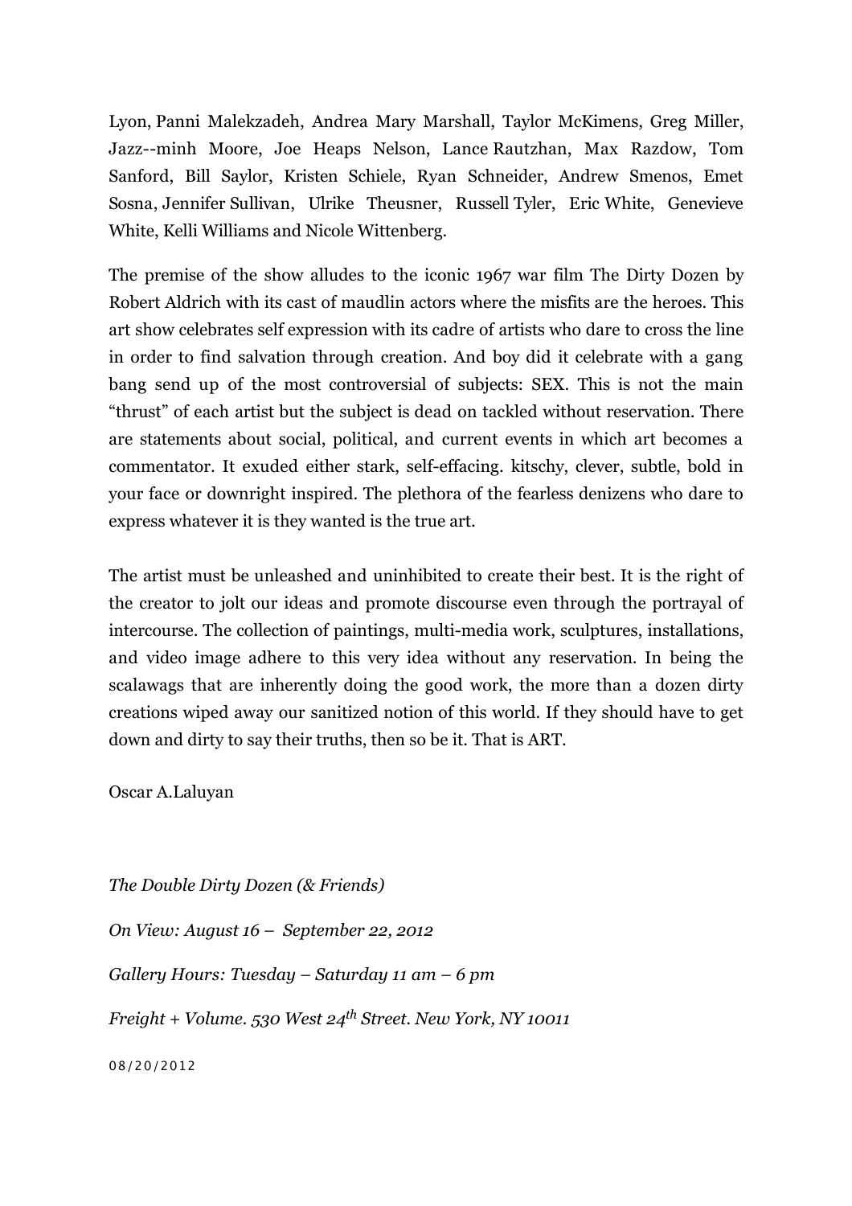Lyon, Panni Malekzadeh, Andrea Mary Marshall, Taylor McKimens, Greg Miller, Jazz--minh Moore, Joe Heaps Nelson, Lance Rautzhan, Max Razdow, Tom Sanford, Bill Saylor, Kristen Schiele, Ryan Schneider, Andrew Smenos, Emet Sosna, Jennifer Sullivan, Ulrike Theusner, Russell Tyler, Eric White, Genevieve White, Kelli Williams and Nicole Wittenberg.

The premise of the show alludes to the iconic 1967 war film The Dirty Dozen by Robert Aldrich with its cast of maudlin actors where the misfits are the heroes. This art show celebrates self expression with its cadre of artists who dare to cross the line in order to find salvation through creation. And boy did it celebrate with a gang bang send up of the most controversial of subjects: SEX. This is not the main "thrust" of each artist but the subject is dead on tackled without reservation. There are statements about social, political, and current events in which art becomes a commentator. It exuded either stark, self-effacing. kitschy, clever, subtle, bold in your face or downright inspired. The plethora of the fearless denizens who dare to express whatever it is they wanted is the true art.

The artist must be unleashed and uninhibited to create their best. It is the right of the creator to jolt our ideas and promote discourse even through the portrayal of intercourse. The collection of paintings, multi-media work, sculptures, installations, and video image adhere to this very idea without any reservation. In being the scalawags that are inherently doing the good work, the more than a dozen dirty creations wiped away our sanitized notion of this world. If they should have to get down and dirty to say their truths, then so be it. That is ART.

Oscar A.Laluyan

*The Double Dirty Dozen (& Friends)*

*On View: August 16 – September 22, 2012*

*Gallery Hours: Tuesday – Saturday 11 am – 6 pm*

*Freight + Volume. 530 West 24th Street. New York, NY 10011*

08/20/2012